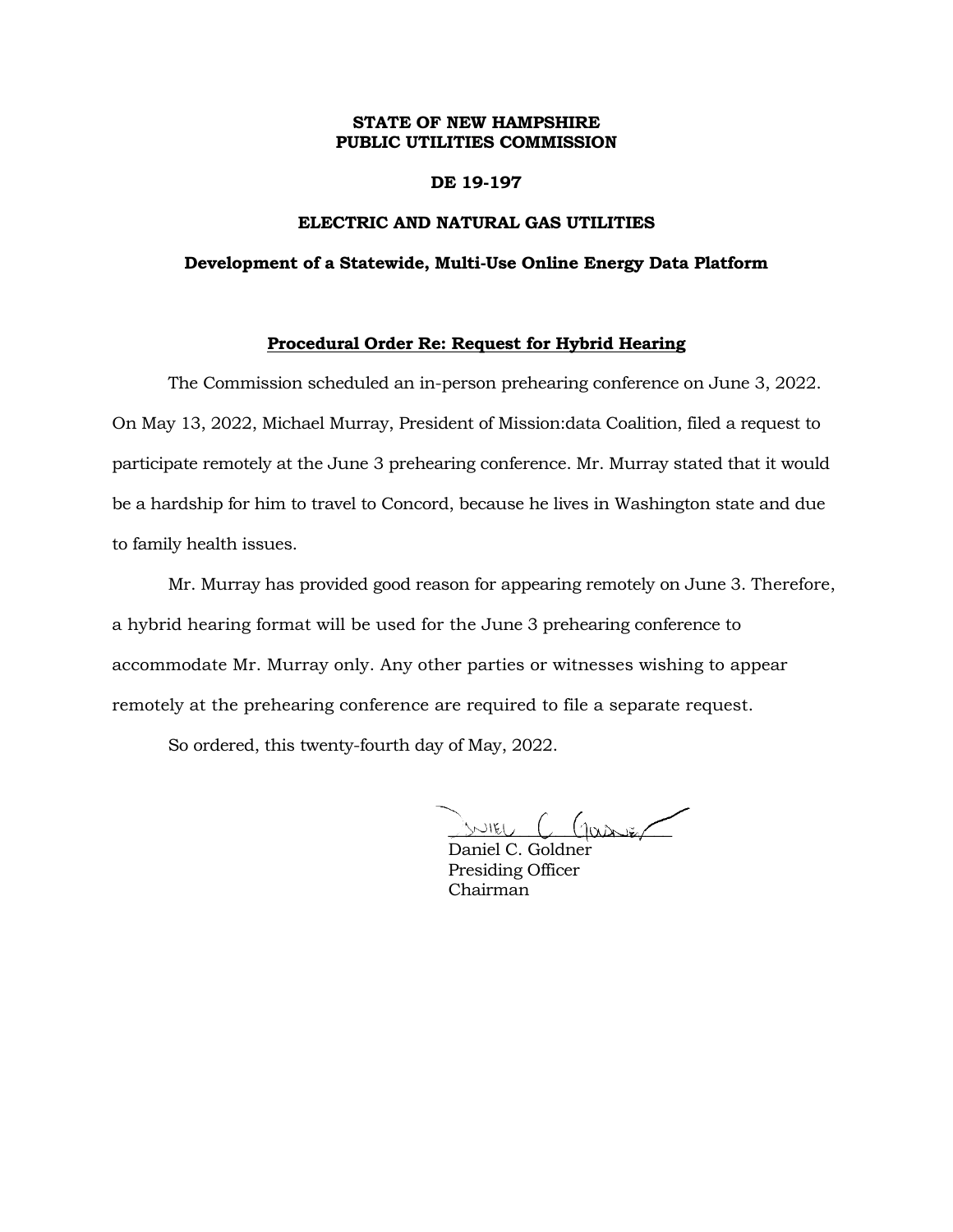**STATE OF NEW HAMPSHIRE**
**PUBLIC UTILITIES COMMISSION**

**DE 19-197**

**ELECTRIC AND NATURAL GAS UTILITIES**

**Development of a Statewide, Multi-Use Online Energy Data Platform**

## Procedural Order Re: Request for Hybrid Hearing

The Commission scheduled an in-person prehearing conference on June 3, 2022. On May 13, 2022, Michael Murray, President of Mission:data Coalition, filed a request to participate remotely at the June 3 prehearing conference. Mr. Murray stated that it would be a hardship for him to travel to Concord, because he lives in Washington state and due to family health issues.

Mr. Murray has provided good reason for appearing remotely on June 3. Therefore, a hybrid hearing format will be used for the June 3 prehearing conference to accommodate Mr. Murray only. Any other parties or witnesses wishing to appear remotely at the prehearing conference are required to file a separate request.

So ordered, this twenty-fourth day of May, 2022.

Daniel C. Goldner
Presiding Officer
Chairman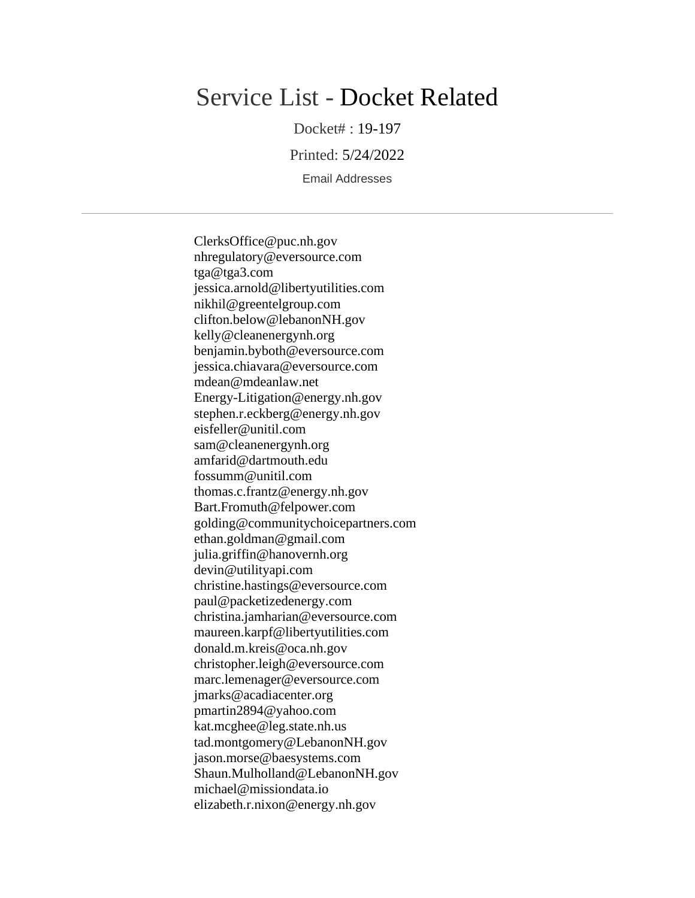# Service List - Docket Related

Docket# : 19-197

Printed: 5/24/2022

Email Addresses

---

ClerksOffice@puc.nh.gov
nhregulatory@eversource.com
tga@tga3.com
jessica.arnold@libertyutilities.com
nikhil@greentelgroup.com
clifton.below@lebanonNH.gov
kelly@cleanenergynh.org
benjamin.byboth@eversource.com
jessica.chiavara@eversource.com
mdean@mdeanlaw.net
Energy-Litigation@energy.nh.gov
stephen.r.eckberg@energy.nh.gov
eisfeller@unitil.com
sam@cleanenergynh.org
amfarid@dartmouth.edu
fossumm@unitil.com
thomas.c.frantz@energy.nh.gov
Bart.Fromuth@felpower.com
golding@communitychoicepartners.com
ethan.goldman@gmail.com
julia.griffin@hanovernh.org
devin@utilityapi.com
christine.hastings@eversource.com
paul@packetizedenergy.com
christina.jamharian@eversource.com
maureen.karpf@libertyutilities.com
donald.m.kreis@oca.nh.gov
christopher.leigh@eversource.com
marc.lemenager@eversource.com
jmarks@acadiacenter.org
pmartin2894@yahoo.com
kat.mcghee@leg.state.nh.us
tad.montgomery@LebanonNH.gov
jason.morse@baesystems.com
Shaun.Mulholland@LebanonNH.gov
michael@missiondata.io
elizabeth.r.nixon@energy.nh.gov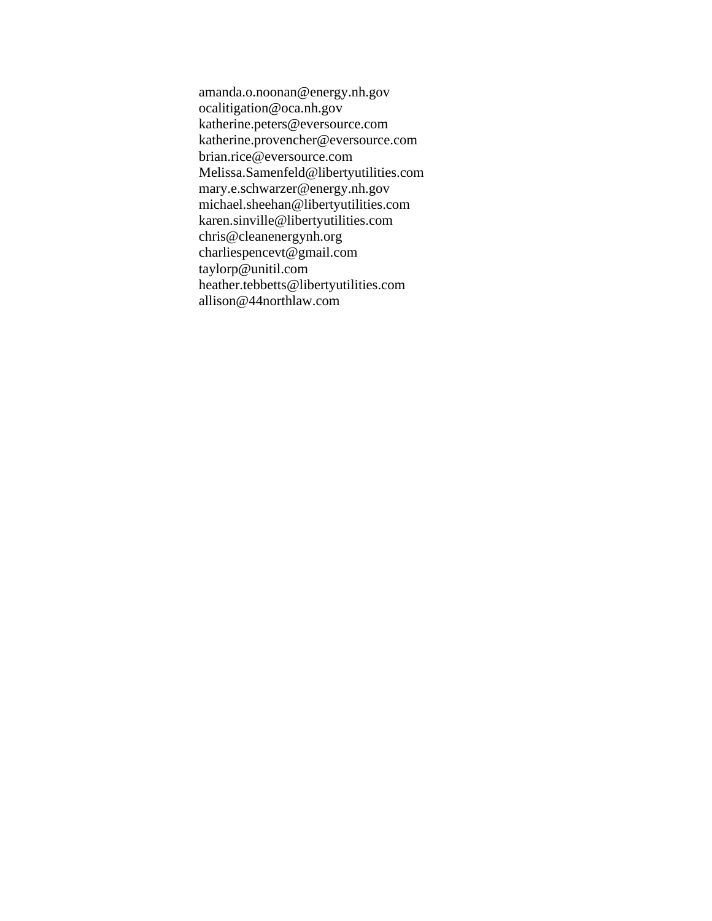amanda.o.noonan@energy.nh.gov
ocalitigation@oca.nh.gov
katherine.peters@eversource.com
katherine.provencher@eversource.com
brian.rice@eversource.com
Melissa.Samenfeld@libertyutilities.com
mary.e.schwarzer@energy.nh.gov
michael.sheehan@libertyutilities.com
karen.sinville@libertyutilities.com
chris@cleanenergynh.org
charliespencevt@gmail.com
taylorp@unitil.com
heather.tebbetts@libertyutilities.com
allison@44northlaw.com